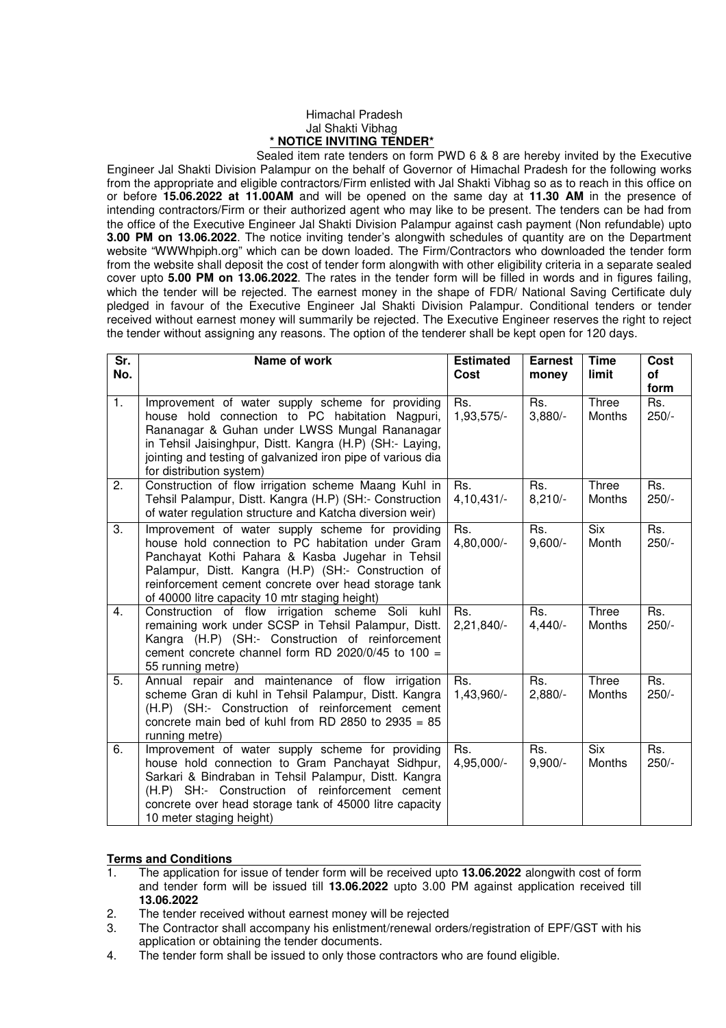Himachal Pradesh
Jal Shakti Vibhag

**\* NOTICE INVITING TENDER\***

Sealed item rate tenders on form PWD 6 & 8 are hereby invited by the Executive Engineer Jal Shakti Division Palampur on the behalf of Governor of Himachal Pradesh for the following works from the appropriate and eligible contractors/Firm enlisted with Jal Shakti Vibhag so as to reach in this office on or before **15.06.2022 at 11.00AM** and will be opened on the same day at **11.30 AM** in the presence of intending contractors/Firm or their authorized agent who may like to be present. The tenders can be had from the office of the Executive Engineer Jal Shakti Division Palampur against cash payment (Non refundable) upto **3.00 PM on 13.06.2022**. The notice inviting tender's alongwith schedules of quantity are on the Department website "WWWhpiph.org" which can be down loaded. The Firm/Contractors who downloaded the tender form from the website shall deposit the cost of tender form alongwith with other eligibility criteria in a separate sealed cover upto **5.00 PM on 13.06.2022**. The rates in the tender form will be filled in words and in figures failing, which the tender will be rejected. The earnest money in the shape of FDR/ National Saving Certificate duly pledged in favour of the Executive Engineer Jal Shakti Division Palampur. Conditional tenders or tender received without earnest money will summarily be rejected. The Executive Engineer reserves the right to reject the tender without assigning any reasons. The option of the tenderer shall be kept open for 120 days.

| Sr. No. | Name of work | Estimated Cost | Earnest money | Time limit | Cost of form |
|---|---|---|---|---|---|
| 1. | Improvement of water supply scheme for providing house hold connection to PC habitation Nagpuri, Rananagar & Guhan under LWSS Mungal Rananagar in Tehsil Jaisinghpur, Distt. Kangra (H.P) (SH:- Laying, jointing and testing of galvanized iron pipe of various dia for distribution system) | Rs. 1,93,575/- | Rs. 3,880/- | Three Months | Rs. 250/- |
| 2. | Construction of flow irrigation scheme Maang Kuhl in Tehsil Palampur, Distt. Kangra (H.P) (SH:- Construction of water regulation structure and Katcha diversion weir) | Rs. 4,10,431/- | Rs. 8,210/- | Three Months | Rs. 250/- |
| 3. | Improvement of water supply scheme for providing house hold connection to habitation under Gram Panchayat Kothi Pahara & Kasba Jugehar in Tehsil Palampur, Distt. Kangra (H.P) (SH:- Construction of reinforcement cement concrete over head storage tank of 40000 litre capacity 10 mtr staging height) | Rs. 4,80,000/- | Rs. 9,600/- | Six Month | Rs. 250/- |
| 4. | Construction of flow irrigation scheme Soli kuhl remaining work under SCSP in Tehsil Palampur, Distt. Kangra (H.P) (SH:- Construction of reinforcement cement concrete channel form RD 2020/0/45 to 100 = 55 running metre) | Rs. 2,21,840/- | Rs. 4,440/- | Three Months | Rs. 250/- |
| 5. | Annual repair and maintenance of flow irrigation scheme Gran di kuhl in Tehsil Palampur, Distt. Kangra (H.P) (SH:- Construction of reinforcement cement concrete main bed of kuhl from RD 2850 to 2935 = 85 running metre) | Rs. 1,43,960/- | Rs. 2,880/- | Three Months | Rs. 250/- |
| 6. | Improvement of water supply scheme for providing house hold connection to Gram Panchayat Sidhpur, Sarkari & Bindraban in Tehsil Palampur, Distt. Kangra (H.P) SH:- Construction of reinforcement cement concrete over head storage tank of 45000 litre capacity 10 meter staging height) | Rs. 4,95,000/- | Rs. 9,900/- | Six Months | Rs. 250/- |

**Terms and Conditions**

1. The application for issue of tender form will be received upto **13.06.2022** alongwith cost of form and tender form will be issued till **13.06.2022** upto 3.00 PM against application received till **13.06.2022**
2. The tender received without earnest money will be rejected
3. The Contractor shall accompany his enlistment/renewal orders/registration of EPF/GST with his application or obtaining the tender documents.
4. The tender form shall be issued to only those contractors who are found eligible.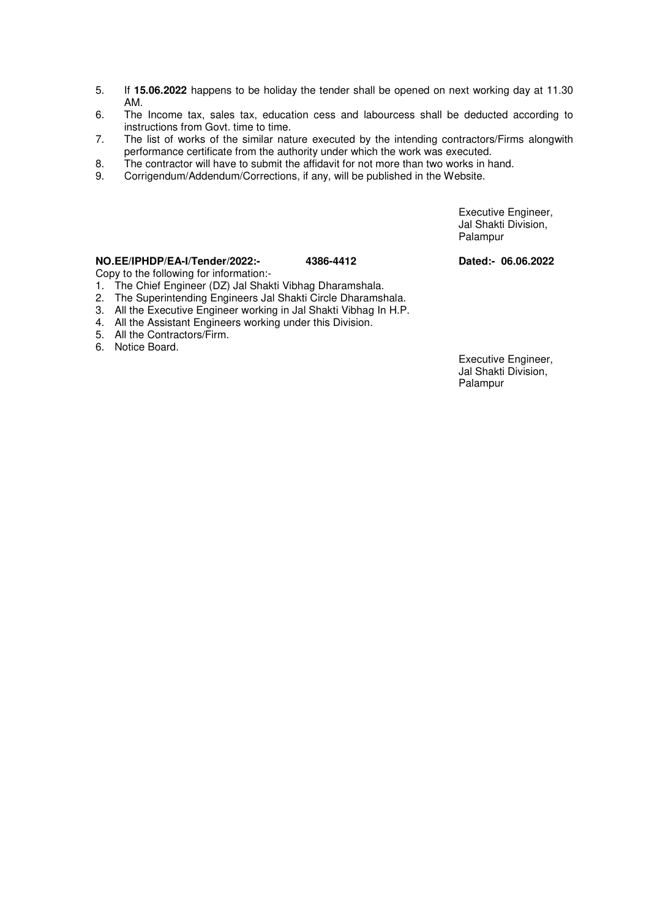5. If **15.06.2022** happens to be holiday the tender shall be opened on next working day at 11.30 AM.
6. The Income tax, sales tax, education cess and labourcess shall be deducted according to instructions from Govt. time to time.
7. The list of works of the similar nature executed by the intending contractors/Firms alongwith performance certificate from the authority under which the work was executed.
8. The contractor will have to submit the affidavit for not more than two works in hand.
9. Corrigendum/Addendum/Corrections, if any, will be published in the Website.

Executive Engineer,
Jal Shakti Division,
Palampur

**NO.EE/IPHDP/EA-I/Tender/2022:- 4386-4412 Dated:- 06.06.2022**

Copy to the following for information:-

1. The Chief Engineer (DZ) Jal Shakti Vibhag Dharamshala.
2. The Superintending Engineers Jal Shakti Circle Dharamshala.
3. All the Executive Engineer working in Jal Shakti Vibhag In H.P.
4. All the Assistant Engineers working under this Division.
5. All the Contractors/Firm.
6. Notice Board.

Executive Engineer,
Jal Shakti Division,
Palampur